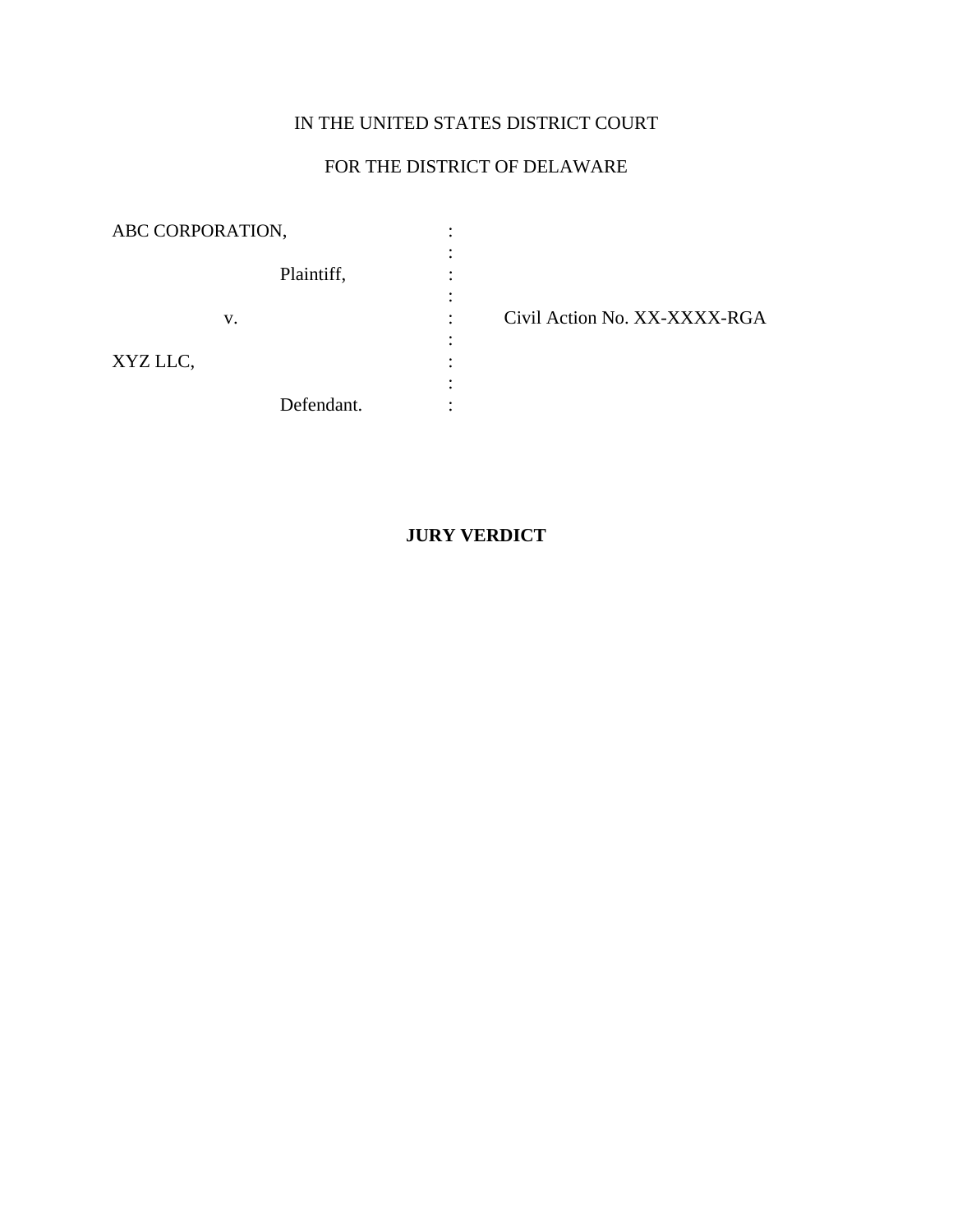IN THE UNITED STATES DISTRICT COURT

FOR THE DISTRICT OF DELAWARE

| | | |
|---|---|---|
| ABC CORPORATION, | : | |
| | : | |
| Plaintiff, | : | |
| | : | |
| v. | : | Civil Action No. XX-XXXX-RGA |
| | : | |
| XYZ LLC, | : | |
| | : | |
| Defendant. | : | |

**JURY VERDICT**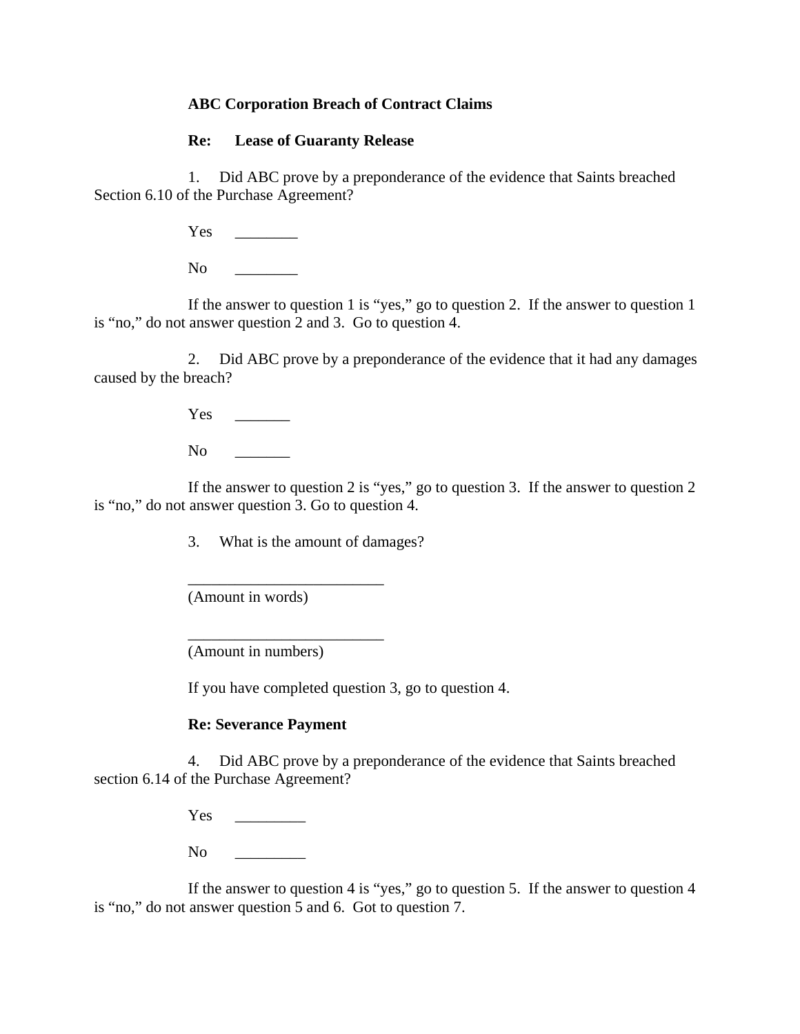**ABC Corporation Breach of Contract Claims**

**Re: Lease of Guaranty Release**

1. Did ABC prove by a preponderance of the evidence that Saints breached Section 6.10 of the Purchase Agreement?

Yes ________

No ________

If the answer to question 1 is "yes," go to question 2. If the answer to question 1 is "no," do not answer question 2 and 3. Go to question 4.

2. Did ABC prove by a preponderance of the evidence that it had any damages caused by the breach?

Yes _______

No _______

If the answer to question 2 is "yes," go to question 3. If the answer to question 2 is "no," do not answer question 3. Go to question 4.

3. What is the amount of damages?

_________________________
(Amount in words)

_________________________
(Amount in numbers)

If you have completed question 3, go to question 4.

**Re: Severance Payment**

4. Did ABC prove by a preponderance of the evidence that Saints breached section 6.14 of the Purchase Agreement?

Yes _________

No _________

If the answer to question 4 is "yes," go to question 5. If the answer to question 4 is "no," do not answer question 5 and 6. Got to question 7.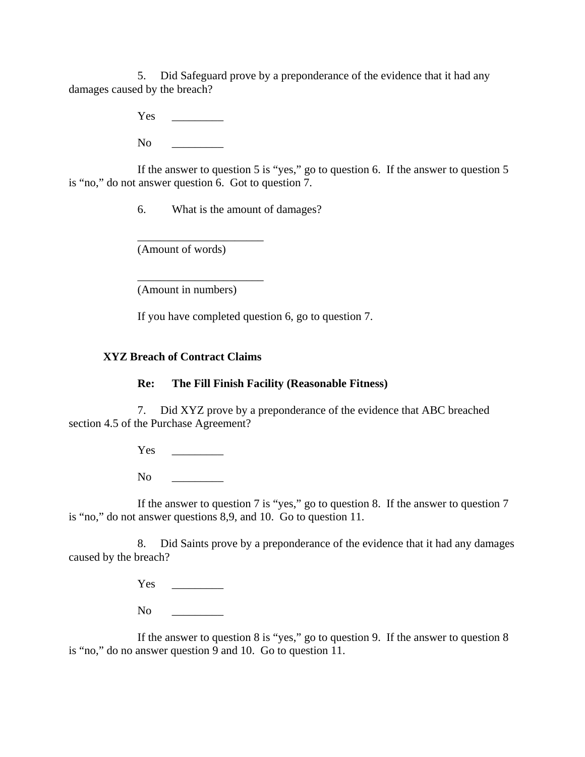5. Did Safeguard prove by a preponderance of the evidence that it had any damages caused by the breach?

Yes _________

No _________

If the answer to question 5 is "yes," go to question 6. If the answer to question 5 is "no," do not answer question 6. Got to question 7.

6. What is the amount of damages?

______________________
(Amount of words)

______________________
(Amount in numbers)

If you have completed question 6, go to question 7.

**XYZ Breach of Contract Claims**

**Re: The Fill Finish Facility (Reasonable Fitness)**

7. Did XYZ prove by a preponderance of the evidence that ABC breached section 4.5 of the Purchase Agreement?

Yes _________

No _________

If the answer to question 7 is "yes," go to question 8. If the answer to question 7 is "no," do not answer questions 8,9, and 10. Go to question 11.

8. Did Saints prove by a preponderance of the evidence that it had any damages caused by the breach?

Yes _________

No _________

If the answer to question 8 is "yes," go to question 9. If the answer to question 8 is "no," do no answer question 9 and 10. Go to question 11.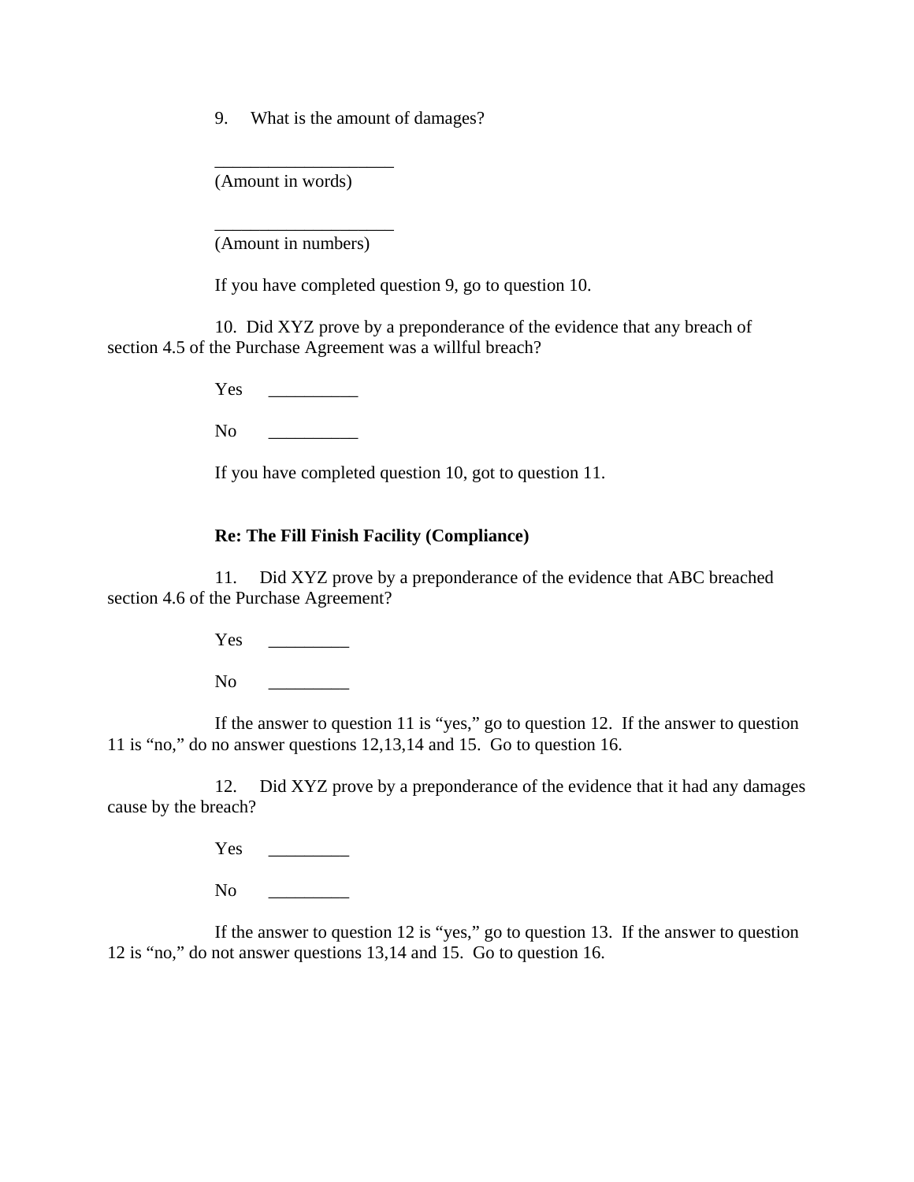9. What is the amount of damages?

____________________
(Amount in words)

____________________
(Amount in numbers)

If you have completed question 9, go to question 10.

10. Did XYZ prove by a preponderance of the evidence that any breach of section 4.5 of the Purchase Agreement was a willful breach?

Yes __________

No __________

If you have completed question 10, got to question 11.

**Re: The Fill Finish Facility (Compliance)**

11. Did XYZ prove by a preponderance of the evidence that ABC breached section 4.6 of the Purchase Agreement?

Yes _________

No _________

If the answer to question 11 is "yes," go to question 12. If the answer to question 11 is "no," do no answer questions 12,13,14 and 15. Go to question 16.

12. Did XYZ prove by a preponderance of the evidence that it had any damages cause by the breach?

Yes _________

No _________

If the answer to question 12 is "yes," go to question 13. If the answer to question 12 is "no," do not answer questions 13,14 and 15. Go to question 16.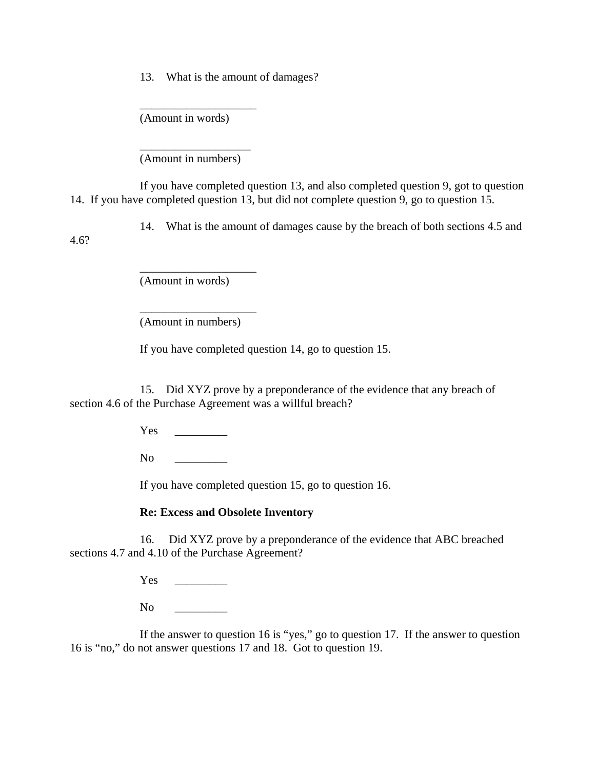13. What is the amount of damages?

____________________
(Amount in words)

___________________
(Amount in numbers)

If you have completed question 13, and also completed question 9, got to question 14. If you have completed question 13, but did not complete question 9, go to question 15.

14. What is the amount of damages cause by the breach of both sections 4.5 and 4.6?

____________________
(Amount in words)

____________________
(Amount in numbers)

If you have completed question 14, go to question 15.

15. Did XYZ prove by a preponderance of the evidence that any breach of section 4.6 of the Purchase Agreement was a willful breach?

Yes _________

No _________

If you have completed question 15, go to question 16.

**Re: Excess and Obsolete Inventory**

16. Did XYZ prove by a preponderance of the evidence that ABC breached sections 4.7 and 4.10 of the Purchase Agreement?

Yes _________

No _________

If the answer to question 16 is "yes," go to question 17. If the answer to question 16 is "no," do not answer questions 17 and 18. Got to question 19.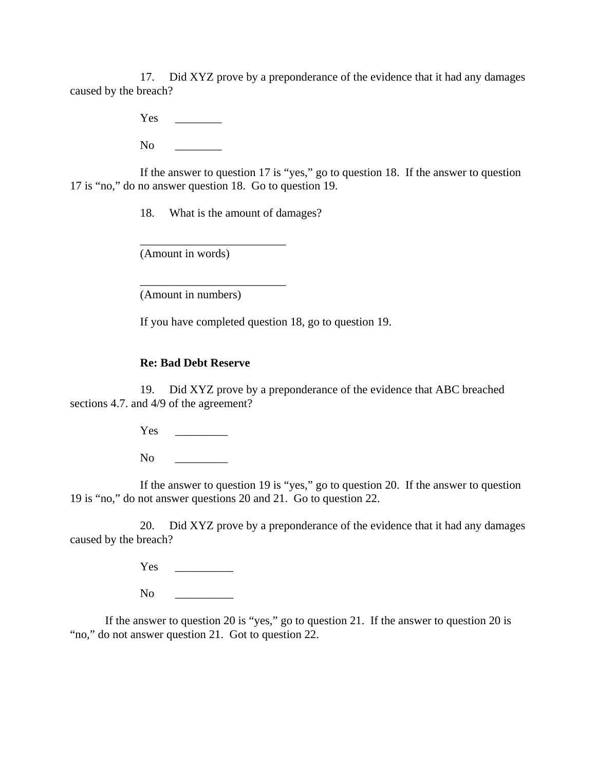17. Did XYZ prove by a preponderance of the evidence that it had any damages caused by the breach?

Yes ________

No ________

If the answer to question 17 is "yes," go to question 18. If the answer to question 17 is "no," do no answer question 18. Go to question 19.

18. What is the amount of damages?

_________________________
(Amount in words)

_________________________
(Amount in numbers)

If you have completed question 18, go to question 19.

**Re: Bad Debt Reserve**

19. Did XYZ prove by a preponderance of the evidence that ABC breached sections 4.7. and 4/9 of the agreement?

Yes _________

No _________

If the answer to question 19 is "yes," go to question 20. If the answer to question 19 is "no," do not answer questions 20 and 21. Go to question 22.

20. Did XYZ prove by a preponderance of the evidence that it had any damages caused by the breach?

Yes __________

No __________

If the answer to question 20 is "yes," go to question 21. If the answer to question 20 is "no," do not answer question 21. Got to question 22.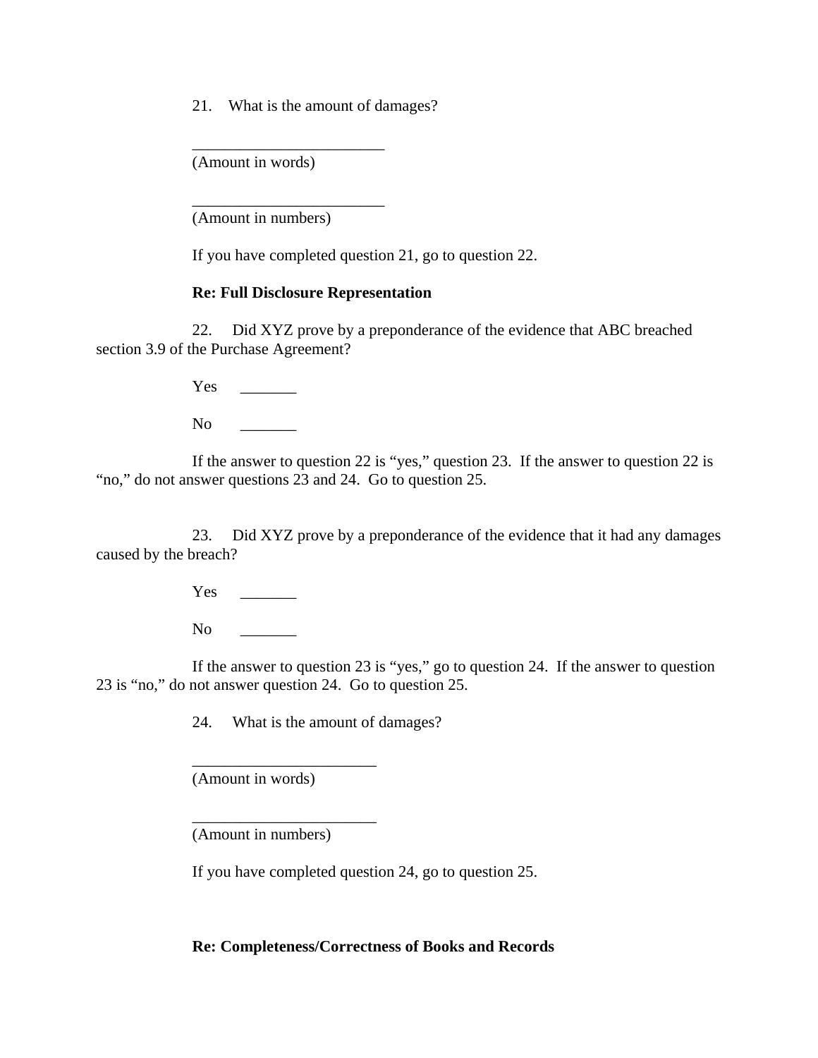21. What is the amount of damages?

________________________
(Amount in words)

________________________
(Amount in numbers)

If you have completed question 21, go to question 22.

**Re: Full Disclosure Representation**

22. Did XYZ prove by a preponderance of the evidence that ABC breached section 3.9 of the Purchase Agreement?

Yes _______

No _______

If the answer to question 22 is "yes," question 23. If the answer to question 22 is "no," do not answer questions 23 and 24. Go to question 25.

23. Did XYZ prove by a preponderance of the evidence that it had any damages caused by the breach?

Yes _______

No _______

If the answer to question 23 is "yes," go to question 24. If the answer to question 23 is "no," do not answer question 24. Go to question 25.

24. What is the amount of damages?

_______________________
(Amount in words)

_______________________
(Amount in numbers)

If you have completed question 24, go to question 25.

**Re: Completeness/Correctness of Books and Records**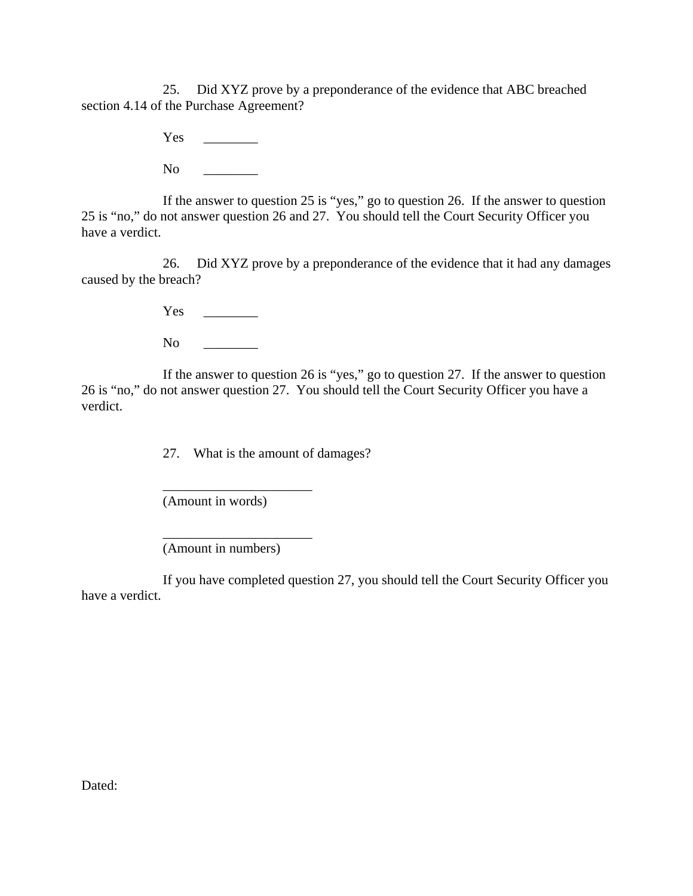25. Did XYZ prove by a preponderance of the evidence that ABC breached section 4.14 of the Purchase Agreement?

Yes ________

No ________

If the answer to question 25 is “yes,” go to question 26. If the answer to question 25 is “no,” do not answer question 26 and 27. You should tell the Court Security Officer you have a verdict.

26. Did XYZ prove by a preponderance of the evidence that it had any damages caused by the breach?

Yes ________

No ________

If the answer to question 26 is “yes,” go to question 27. If the answer to question 26 is “no,” do not answer question 27. You should tell the Court Security Officer you have a verdict.

27. What is the amount of damages?

______________________
(Amount in words)

______________________
(Amount in numbers)

If you have completed question 27, you should tell the Court Security Officer you have a verdict.

Dated: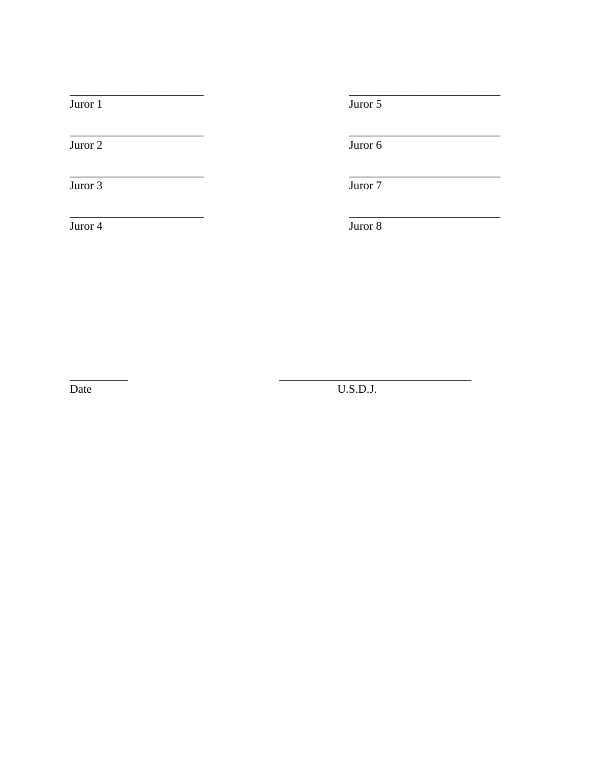| | |
|---|---|
| _______________________ | __________________________ |
| Juror 1 | Juror 5 |
| _______________________ | __________________________ |
| Juror 2 | Juror 6 |
| _______________________ | __________________________ |
| Juror 3 | Juror 7 |
| _______________________ | __________________________ |
| Juror 4 | Juror 8 |

__________ _________________________________

Date U.S.D.J.